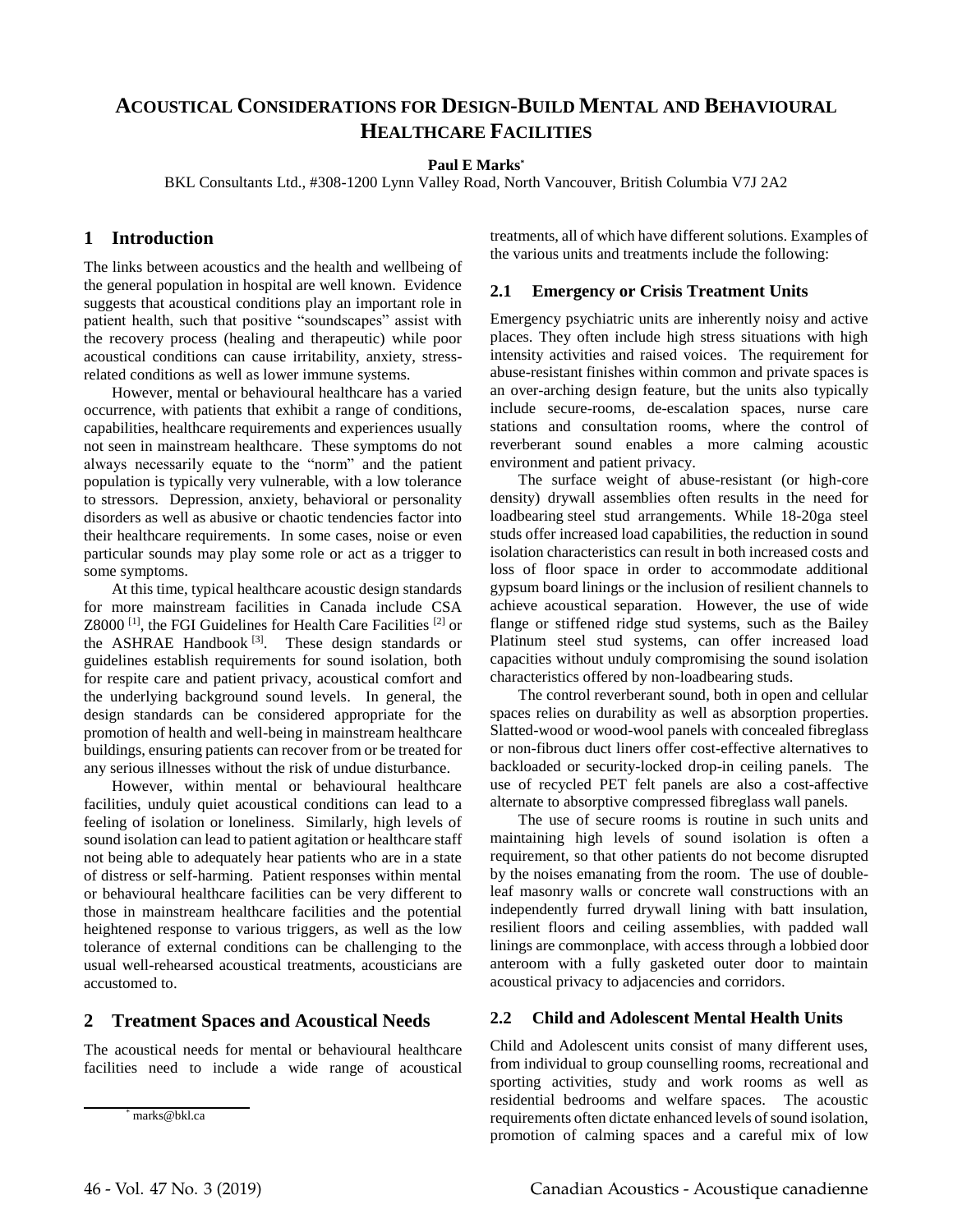# ACOUSTICAL CONSIDERATIONS FOR DESIGN-BUILD MENTAL AND BEHAVIOURAL HEALTHCARE FACILITIES

**Paul E Marks***

BKL Consultants Ltd., #308-1200 Lynn Valley Road, North Vancouver, British Columbia V7J 2A2

## 1 Introduction

The links between acoustics and the health and wellbeing of the general population in hospital are well known. Evidence suggests that acoustical conditions play an important role in patient health, such that positive "soundscapes" assist with the recovery process (healing and therapeutic) while poor acoustical conditions can cause irritability, anxiety, stress-related conditions as well as lower immune systems.

However, mental or behavioural healthcare has a varied occurrence, with patients that exhibit a range of conditions, capabilities, healthcare requirements and experiences usually not seen in mainstream healthcare. These symptoms do not always necessarily equate to the "norm" and the patient population is typically very vulnerable, with a low tolerance to stressors. Depression, anxiety, behavioral or personality disorders as well as abusive or chaotic tendencies factor into their healthcare requirements. In some cases, noise or even particular sounds may play some role or act as a trigger to some symptoms.

At this time, typical healthcare acoustic design standards for more mainstream facilities in Canada include CSA Z8000 [1], the FGI Guidelines for Health Care Facilities [2] or the ASHRAE Handbook [3]. These design standards or guidelines establish requirements for sound isolation, both for respite care and patient privacy, acoustical comfort and the underlying background sound levels. In general, the design standards can be considered appropriate for the promotion of health and well-being in mainstream healthcare buildings, ensuring patients can recover from or be treated for any serious illnesses without the risk of undue disturbance.

However, within mental or behavioural healthcare facilities, unduly quiet acoustical conditions can lead to a feeling of isolation or loneliness. Similarly, high levels of sound isolation can lead to patient agitation or healthcare staff not being able to adequately hear patients who are in a state of distress or self-harming. Patient responses within mental or behavioural healthcare facilities can be very different to those in mainstream healthcare facilities and the potential heightened response to various triggers, as well as the low tolerance of external conditions can be challenging to the usual well-rehearsed acoustical treatments, acousticians are accustomed to.

## 2 Treatment Spaces and Acoustical Needs

The acoustical needs for mental or behavioural healthcare facilities need to include a wide range of acoustical treatments, all of which have different solutions. Examples of the various units and treatments include the following:

### 2.1 Emergency or Crisis Treatment Units

Emergency psychiatric units are inherently noisy and active places. They often include high stress situations with high intensity activities and raised voices. The requirement for abuse-resistant finishes within common and private spaces is an over-arching design feature, but the units also typically include secure-rooms, de-escalation spaces, nurse care stations and consultation rooms, where the control of reverberant sound enables a more calming acoustic environment and patient privacy.

The surface weight of abuse-resistant (or high-core density) drywall assemblies often results in the need for loadbearing steel stud arrangements. While 18-20ga steel studs offer increased load capabilities, the reduction in sound isolation characteristics can result in both increased costs and loss of floor space in order to accommodate additional gypsum board linings or the inclusion of resilient channels to achieve acoustical separation. However, the use of wide flange or stiffened ridge stud systems, such as the Bailey Platinum steel stud systems, can offer increased load capacities without unduly compromising the sound isolation characteristics offered by non-loadbearing studs.

The control reverberant sound, both in open and cellular spaces relies on durability as well as absorption properties. Slatted-wood or wood-wool panels with concealed fibreglass or non-fibrous duct liners offer cost-effective alternatives to backloaded or security-locked drop-in ceiling panels. The use of recycled PET felt panels are also a cost-affective alternate to absorptive compressed fibreglass wall panels.

The use of secure rooms is routine in such units and maintaining high levels of sound isolation is often a requirement, so that other patients do not become disrupted by the noises emanating from the room. The use of double-leaf masonry walls or concrete wall constructions with an independently furred drywall lining with batt insulation, resilient floors and ceiling assemblies, with padded wall linings are commonplace, with access through a lobbied door anteroom with a fully gasketed outer door to maintain acoustical privacy to adjacencies and corridors.

### 2.2 Child and Adolescent Mental Health Units

Child and Adolescent units consist of many different uses, from individual to group counselling rooms, recreational and sporting activities, study and work rooms as well as residential bedrooms and welfare spaces. The acoustic requirements often dictate enhanced levels of sound isolation, promotion of calming spaces and a careful mix of low

* marks@bkl.ca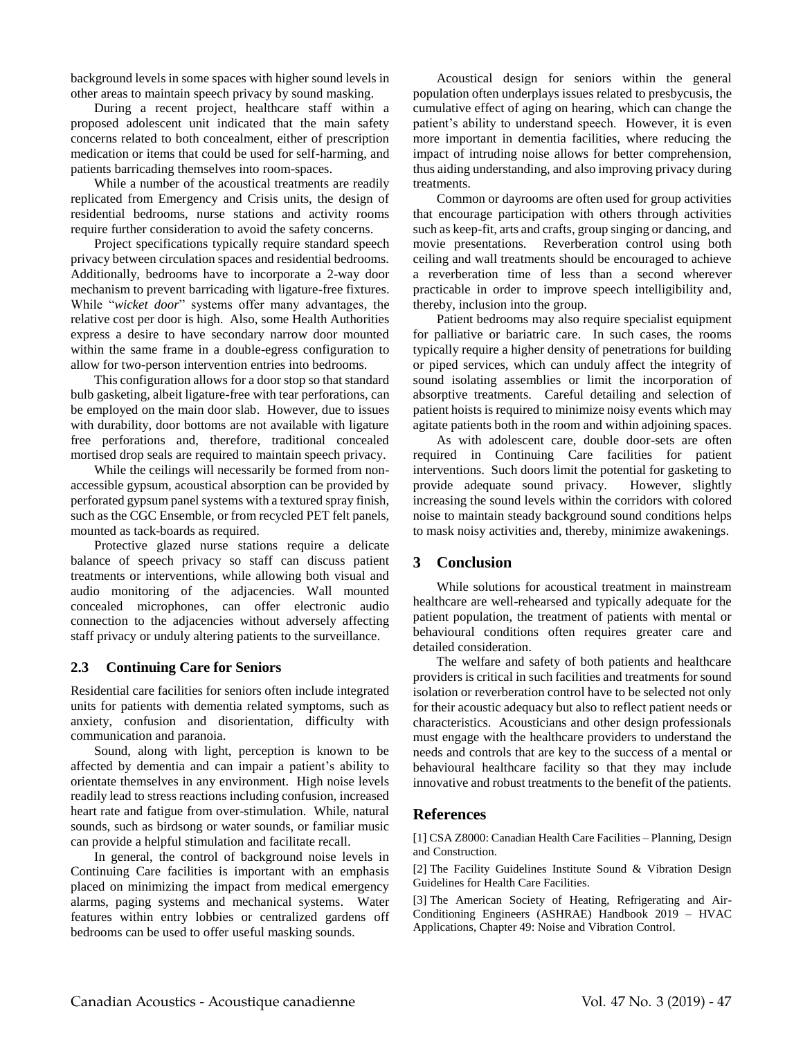background levels in some spaces with higher sound levels in other areas to maintain speech privacy by sound masking.

During a recent project, healthcare staff within a proposed adolescent unit indicated that the main safety concerns related to both concealment, either of prescription medication or items that could be used for self-harming, and patients barricading themselves into room-spaces.

While a number of the acoustical treatments are readily replicated from Emergency and Crisis units, the design of residential bedrooms, nurse stations and activity rooms require further consideration to avoid the safety concerns.

Project specifications typically require standard speech privacy between circulation spaces and residential bedrooms. Additionally, bedrooms have to incorporate a 2-way door mechanism to prevent barricading with ligature-free fixtures. While "*wicket door*" systems offer many advantages, the relative cost per door is high. Also, some Health Authorities express a desire to have secondary narrow door mounted within the same frame in a double-egress configuration to allow for two-person intervention entries into bedrooms.

This configuration allows for a door stop so that standard bulb gasketing, albeit ligature-free with tear perforations, can be employed on the main door slab. However, due to issues with durability, door bottoms are not available with ligature free perforations and, therefore, traditional concealed mortised drop seals are required to maintain speech privacy.

While the ceilings will necessarily be formed from non-accessible gypsum, acoustical absorption can be provided by perforated gypsum panel systems with a textured spray finish, such as the CGC Ensemble, or from recycled PET felt panels, mounted as tack-boards as required.

Protective glazed nurse stations require a delicate balance of speech privacy so staff can discuss patient treatments or interventions, while allowing both visual and audio monitoring of the adjacencies. Wall mounted concealed microphones, can offer electronic audio connection to the adjacencies without adversely affecting staff privacy or unduly altering patients to the surveillance.

### 2.3 Continuing Care for Seniors

Residential care facilities for seniors often include integrated units for patients with dementia related symptoms, such as anxiety, confusion and disorientation, difficulty with communication and paranoia.

Sound, along with light, perception is known to be affected by dementia and can impair a patient's ability to orientate themselves in any environment. High noise levels readily lead to stress reactions including confusion, increased heart rate and fatigue from over-stimulation. While, natural sounds, such as birdsong or water sounds, or familiar music can provide a helpful stimulation and facilitate recall.

In general, the control of background noise levels in Continuing Care facilities is important with an emphasis placed on minimizing the impact from medical emergency alarms, paging systems and mechanical systems. Water features within entry lobbies or centralized gardens off bedrooms can be used to offer useful masking sounds.

Acoustical design for seniors within the general population often underplays issues related to presbycusis, the cumulative effect of aging on hearing, which can change the patient's ability to understand speech. However, it is even more important in dementia facilities, where reducing the impact of intruding noise allows for better comprehension, thus aiding understanding, and also improving privacy during treatments.

Common or dayrooms are often used for group activities that encourage participation with others through activities such as keep-fit, arts and crafts, group singing or dancing, and movie presentations. Reverberation control using both ceiling and wall treatments should be encouraged to achieve a reverberation time of less than a second wherever practicable in order to improve speech intelligibility and, thereby, inclusion into the group.

Patient bedrooms may also require specialist equipment for palliative or bariatric care. In such cases, the rooms typically require a higher density of penetrations for building or piped services, which can unduly affect the integrity of sound isolating assemblies or limit the incorporation of absorptive treatments. Careful detailing and selection of patient hoists is required to minimize noisy events which may agitate patients both in the room and within adjoining spaces.

As with adolescent care, double door-sets are often required in Continuing Care facilities for patient interventions. Such doors limit the potential for gasketing to provide adequate sound privacy. However, slightly increasing the sound levels within the corridors with colored noise to maintain steady background sound conditions helps to mask noisy activities and, thereby, minimize awakenings.

## 3 Conclusion

While solutions for acoustical treatment in mainstream healthcare are well-rehearsed and typically adequate for the patient population, the treatment of patients with mental or behavioural conditions often requires greater care and detailed consideration.

The welfare and safety of both patients and healthcare providers is critical in such facilities and treatments for sound isolation or reverberation control have to be selected not only for their acoustic adequacy but also to reflect patient needs or characteristics. Acousticians and other design professionals must engage with the healthcare providers to understand the needs and controls that are key to the success of a mental or behavioural healthcare facility so that they may include innovative and robust treatments to the benefit of the patients.

## References

[1] CSA Z8000: Canadian Health Care Facilities – Planning, Design and Construction.

[2] The Facility Guidelines Institute Sound & Vibration Design Guidelines for Health Care Facilities.

[3] The American Society of Heating, Refrigerating and Air-Conditioning Engineers (ASHRAE) Handbook 2019 – HVAC Applications, Chapter 49: Noise and Vibration Control.